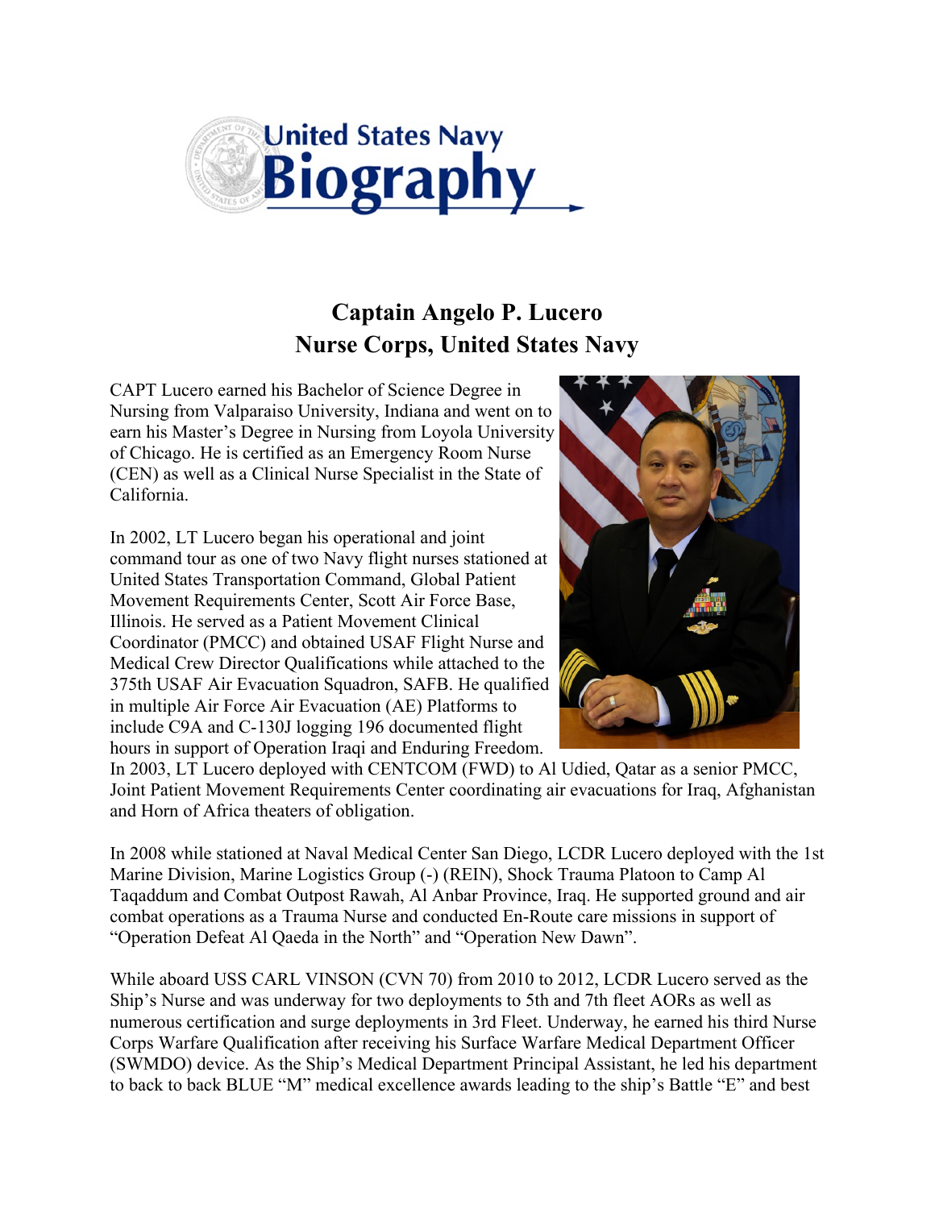# United States Navy Biography

## Captain Angelo P. Lucero
## Nurse Corps, United States Navy

CAPT Lucero earned his Bachelor of Science Degree in Nursing from Valparaiso University, Indiana and went on to earn his Master's Degree in Nursing from Loyola University of Chicago. He is certified as an Emergency Room Nurse (CEN) as well as a Clinical Nurse Specialist in the State of California.

In 2002, LT Lucero began his operational and joint command tour as one of two Navy flight nurses stationed at United States Transportation Command, Global Patient Movement Requirements Center, Scott Air Force Base, Illinois. He served as a Patient Movement Clinical Coordinator (PMCC) and obtained USAF Flight Nurse and Medical Crew Director Qualifications while attached to the 375th USAF Air Evacuation Squadron, SAFB. He qualified in multiple Air Force Air Evacuation (AE) Platforms to include C9A and C-130J logging 196 documented flight hours in support of Operation Iraqi and Enduring Freedom. In 2003, LT Lucero deployed with CENTCOM (FWD) to Al Udied, Qatar as a senior PMCC, Joint Patient Movement Requirements Center coordinating air evacuations for Iraq, Afghanistan and Horn of Africa theaters of obligation.

In 2008 while stationed at Naval Medical Center San Diego, LCDR Lucero deployed with the 1st Marine Division, Marine Logistics Group (-) (REIN), Shock Trauma Platoon to Camp Al Taqaddum and Combat Outpost Rawah, Al Anbar Province, Iraq. He supported ground and air combat operations as a Trauma Nurse and conducted En-Route care missions in support of "Operation Defeat Al Qaeda in the North" and "Operation New Dawn".

While aboard USS CARL VINSON (CVN 70) from 2010 to 2012, LCDR Lucero served as the Ship's Nurse and was underway for two deployments to 5th and 7th fleet AORs as well as numerous certification and surge deployments in 3rd Fleet. Underway, he earned his third Nurse Corps Warfare Qualification after receiving his Surface Warfare Medical Department Officer (SWMDO) device. As the Ship's Medical Department Principal Assistant, he led his department to back to back BLUE "M" medical excellence awards leading to the ship's Battle "E" and best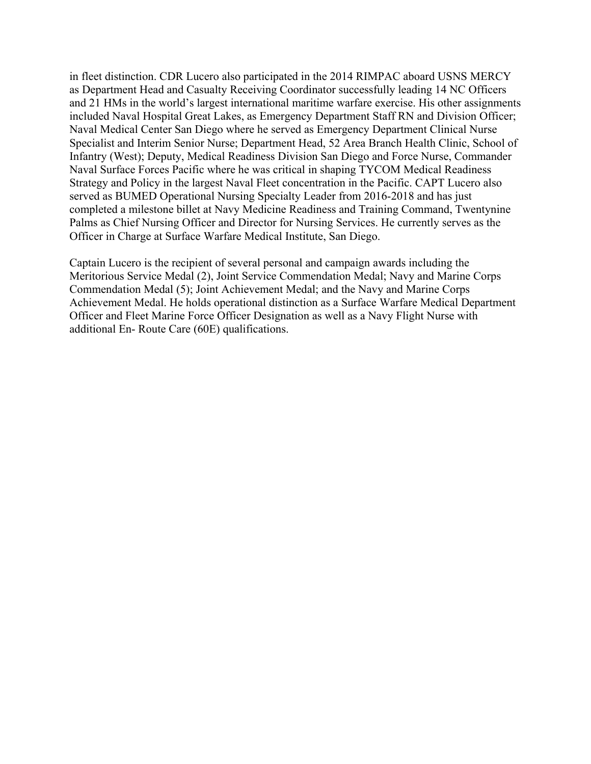in fleet distinction. CDR Lucero also participated in the 2014 RIMPAC aboard USNS MERCY as Department Head and Casualty Receiving Coordinator successfully leading 14 NC Officers and 21 HMs in the world's largest international maritime warfare exercise. His other assignments included Naval Hospital Great Lakes, as Emergency Department Staff RN and Division Officer; Naval Medical Center San Diego where he served as Emergency Department Clinical Nurse Specialist and Interim Senior Nurse; Department Head, 52 Area Branch Health Clinic, School of Infantry (West); Deputy, Medical Readiness Division San Diego and Force Nurse, Commander Naval Surface Forces Pacific where he was critical in shaping TYCOM Medical Readiness Strategy and Policy in the largest Naval Fleet concentration in the Pacific. CAPT Lucero also served as BUMED Operational Nursing Specialty Leader from 2016-2018 and has just completed a milestone billet at Navy Medicine Readiness and Training Command, Twentynine Palms as Chief Nursing Officer and Director for Nursing Services. He currently serves as the Officer in Charge at Surface Warfare Medical Institute, San Diego.

Captain Lucero is the recipient of several personal and campaign awards including the Meritorious Service Medal (2), Joint Service Commendation Medal; Navy and Marine Corps Commendation Medal (5); Joint Achievement Medal; and the Navy and Marine Corps Achievement Medal. He holds operational distinction as a Surface Warfare Medical Department Officer and Fleet Marine Force Officer Designation as well as a Navy Flight Nurse with additional En- Route Care (60E) qualifications.